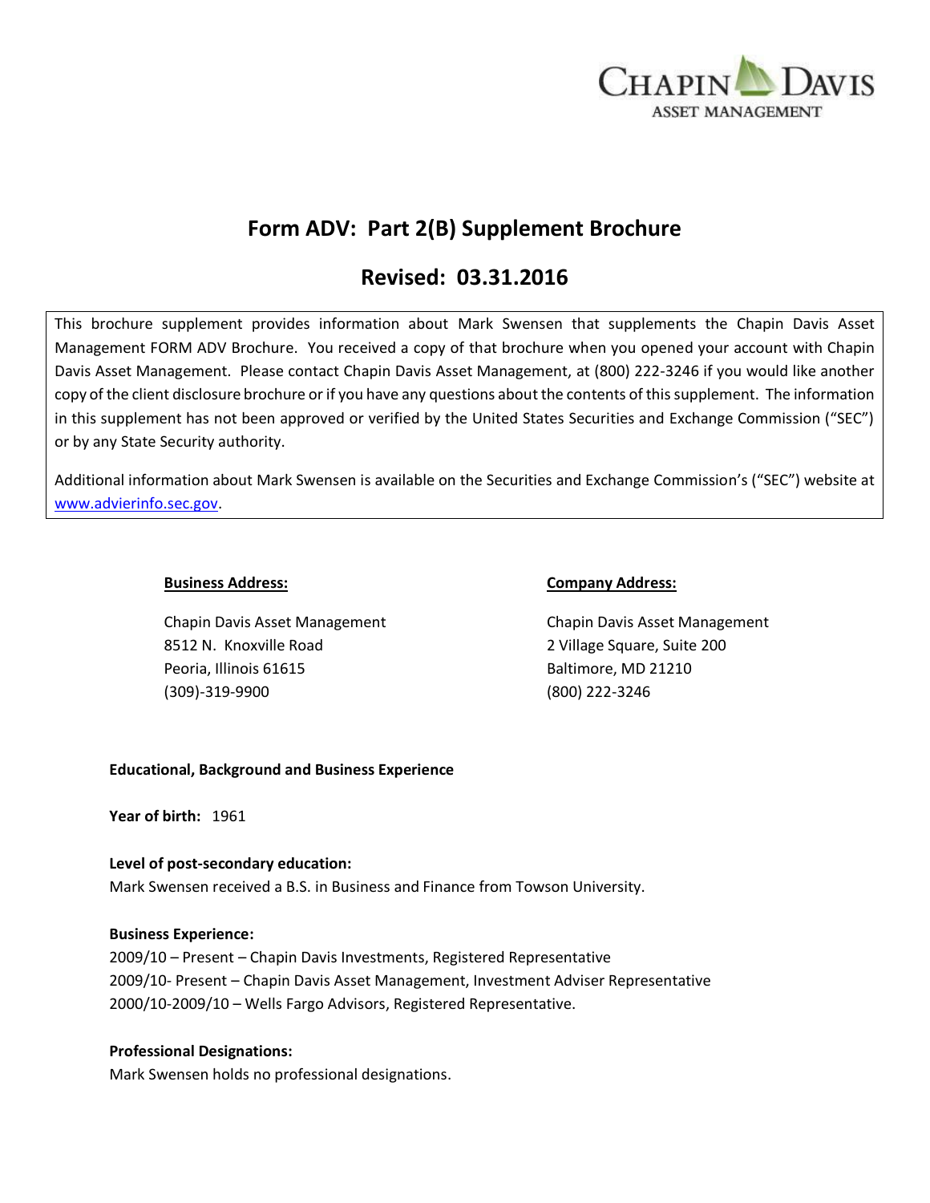CHAPIN DAVIS
ASSET MANAGEMENT

# Form ADV: Part 2(B) Supplement Brochure

## Revised: 03.31.2016

This brochure supplement provides information about Mark Swensen that supplements the Chapin Davis Asset Management FORM ADV Brochure. You received a copy of that brochure when you opened your account with Chapin Davis Asset Management. Please contact Chapin Davis Asset Management, at (800) 222-3246 if you would like another copy of the client disclosure brochure or if you have any questions about the contents of this supplement. The information in this supplement has not been approved or verified by the United States Securities and Exchange Commission ("SEC") or by any State Security authority.

Additional information about Mark Swensen is available on the Securities and Exchange Commission's ("SEC") website at www.advierinfo.sec.gov.

**Business Address:**

Chapin Davis Asset Management
8512 N. Knoxville Road
Peoria, Illinois 61615
(309)-319-9900

**Company Address:**

Chapin Davis Asset Management
2 Village Square, Suite 200
Baltimore, MD 21210
(800) 222-3246

**Educational, Background and Business Experience**

**Year of birth:** 1961

**Level of post-secondary education:**
Mark Swensen received a B.S. in Business and Finance from Towson University.

**Business Experience:**
2009/10 – Present – Chapin Davis Investments, Registered Representative
2009/10- Present – Chapin Davis Asset Management, Investment Adviser Representative
2000/10-2009/10 – Wells Fargo Advisors, Registered Representative.

**Professional Designations:**
Mark Swensen holds no professional designations.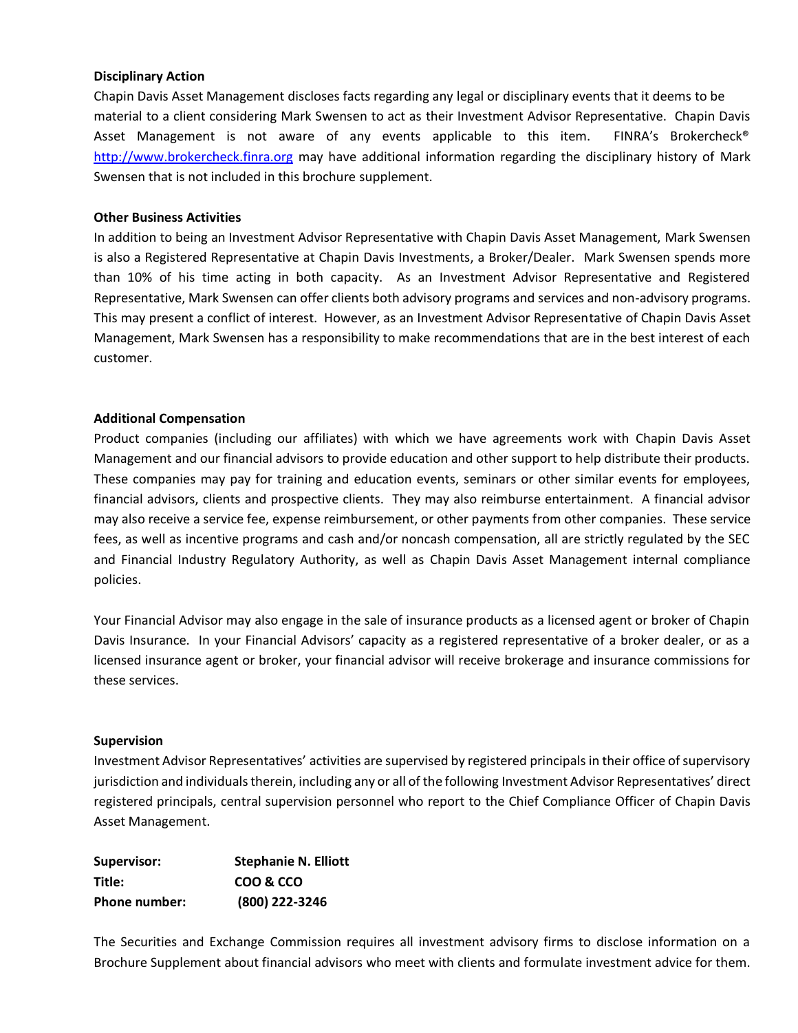**Disciplinary Action**

Chapin Davis Asset Management discloses facts regarding any legal or disciplinary events that it deems to be material to a client considering Mark Swensen to act as their Investment Advisor Representative. Chapin Davis Asset Management is not aware of any events applicable to this item. FINRA's Brokercheck® http://www.brokercheck.finra.org may have additional information regarding the disciplinary history of Mark Swensen that is not included in this brochure supplement.

**Other Business Activities**

In addition to being an Investment Advisor Representative with Chapin Davis Asset Management, Mark Swensen is also a Registered Representative at Chapin Davis Investments, a Broker/Dealer. Mark Swensen spends more than 10% of his time acting in both capacity. As an Investment Advisor Representative and Registered Representative, Mark Swensen can offer clients both advisory programs and services and non-advisory programs. This may present a conflict of interest. However, as an Investment Advisor Representative of Chapin Davis Asset Management, Mark Swensen has a responsibility to make recommendations that are in the best interest of each customer.

**Additional Compensation**

Product companies (including our affiliates) with which we have agreements work with Chapin Davis Asset Management and our financial advisors to provide education and other support to help distribute their products. These companies may pay for training and education events, seminars or other similar events for employees, financial advisors, clients and prospective clients. They may also reimburse entertainment. A financial advisor may also receive a service fee, expense reimbursement, or other payments from other companies. These service fees, as well as incentive programs and cash and/or noncash compensation, all are strictly regulated by the SEC and Financial Industry Regulatory Authority, as well as Chapin Davis Asset Management internal compliance policies.

Your Financial Advisor may also engage in the sale of insurance products as a licensed agent or broker of Chapin Davis Insurance. In your Financial Advisors' capacity as a registered representative of a broker dealer, or as a licensed insurance agent or broker, your financial advisor will receive brokerage and insurance commissions for these services.

**Supervision**

Investment Advisor Representatives' activities are supervised by registered principals in their office of supervisory jurisdiction and individuals therein, including any or all of the following Investment Advisor Representatives' direct registered principals, central supervision personnel who report to the Chief Compliance Officer of Chapin Davis Asset Management.

| | |
|---|---|
| **Supervisor:** | **Stephanie N. Elliott** |
| **Title:** | **COO & CCO** |
| **Phone number:** | **(800) 222-3246** |

The Securities and Exchange Commission requires all investment advisory firms to disclose information on a Brochure Supplement about financial advisors who meet with clients and formulate investment advice for them.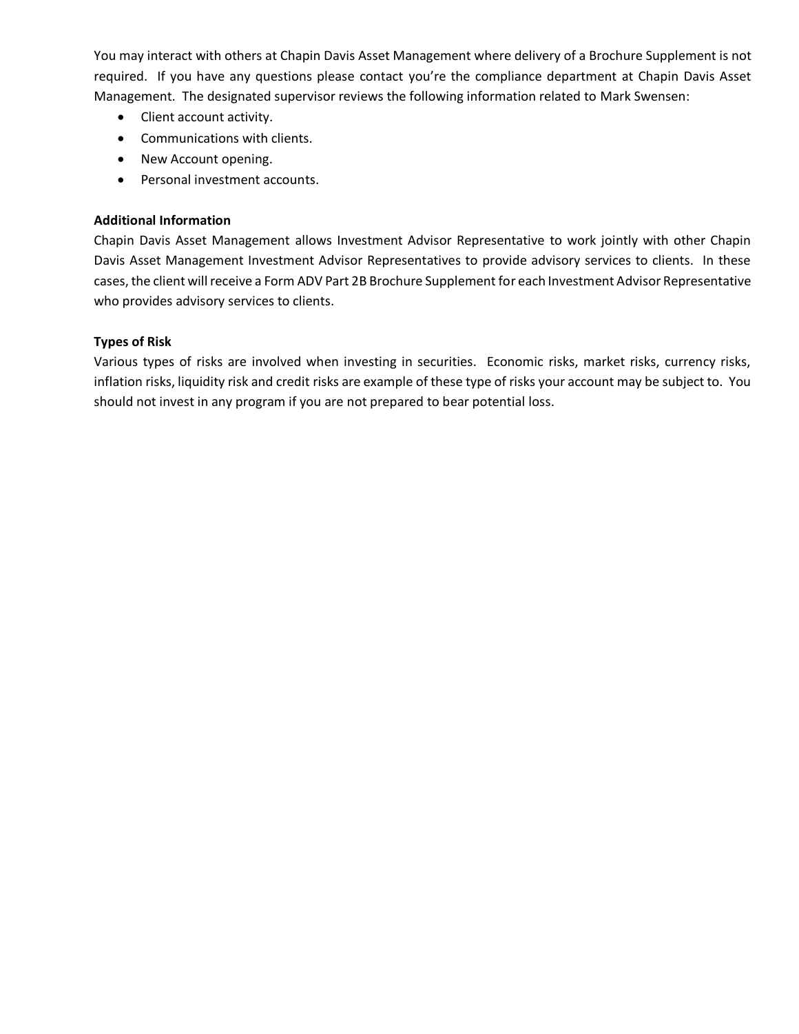You may interact with others at Chapin Davis Asset Management where delivery of a Brochure Supplement is not required. If you have any questions please contact you're the compliance department at Chapin Davis Asset Management. The designated supervisor reviews the following information related to Mark Swensen:

- Client account activity.
- Communications with clients.
- New Account opening.
- Personal investment accounts.

**Additional Information**

Chapin Davis Asset Management allows Investment Advisor Representative to work jointly with other Chapin Davis Asset Management Investment Advisor Representatives to provide advisory services to clients. In these cases, the client will receive a Form ADV Part 2B Brochure Supplement for each Investment Advisor Representative who provides advisory services to clients.

**Types of Risk**

Various types of risks are involved when investing in securities. Economic risks, market risks, currency risks, inflation risks, liquidity risk and credit risks are example of these type of risks your account may be subject to. You should not invest in any program if you are not prepared to bear potential loss.